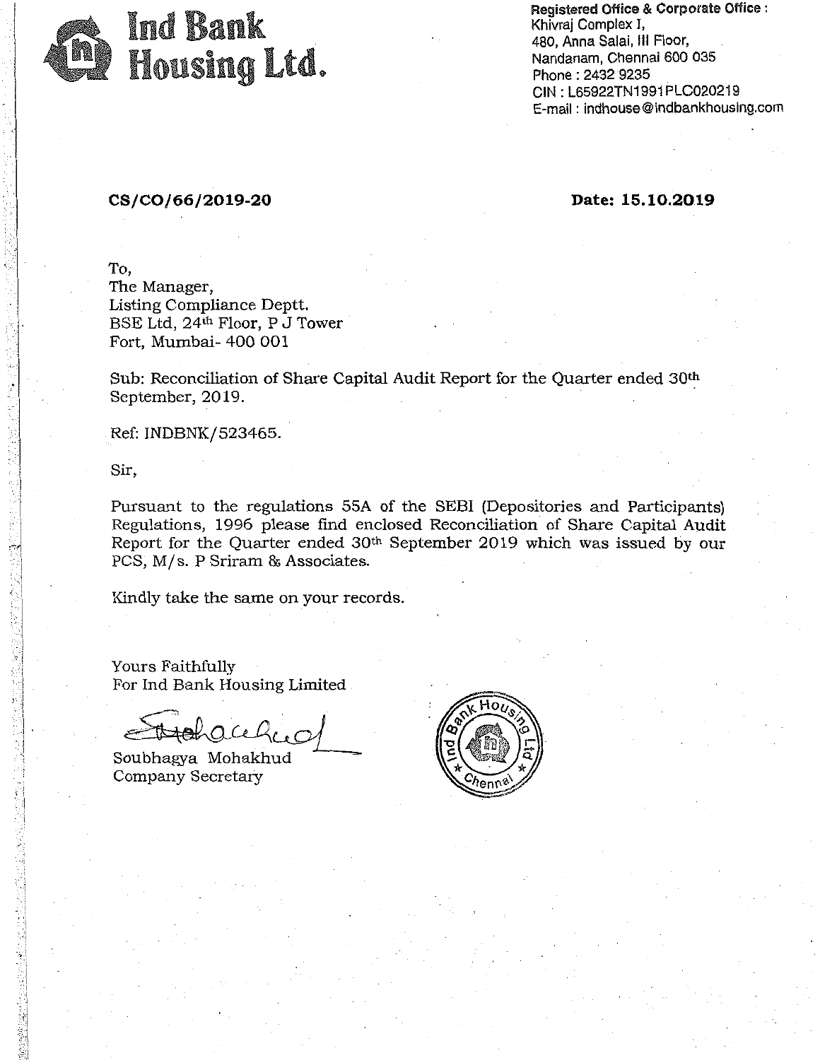# Ind Bank Housing Ltd.

**Registered Office & Corporate Office :**
Khivraj Complex I,
480, Anna Salai, III Floor,
Nandanam, Chennai 600 035
Phone : 2432 9235
CIN : L65922TN1991PLC020219
E-mail : indhouse@indbankhousing.com

**CS/CO/66/2019-20** **Date: 15.10.2019**

To,
The Manager,
Listing Compliance Deptt.
BSE Ltd, 24th Floor, P J Tower
Fort, Mumbai- 400 001

Sub: Reconciliation of Share Capital Audit Report for the Quarter ended 30th September, 2019.

Ref: INDBNK/523465.

Sir,

Pursuant to the regulations 55A of the SEBI (Depositories and Participants) Regulations, 1996 please find enclosed Reconciliation of Share Capital Audit Report for the Quarter ended 30th September 2019 which was issued by our PCS, M/s. P Sriram & Associates.

Kindly take the same on your records.

Yours Faithfully
For Ind Bank Housing Limited

Soubhagya Mohakhud
Company Secretary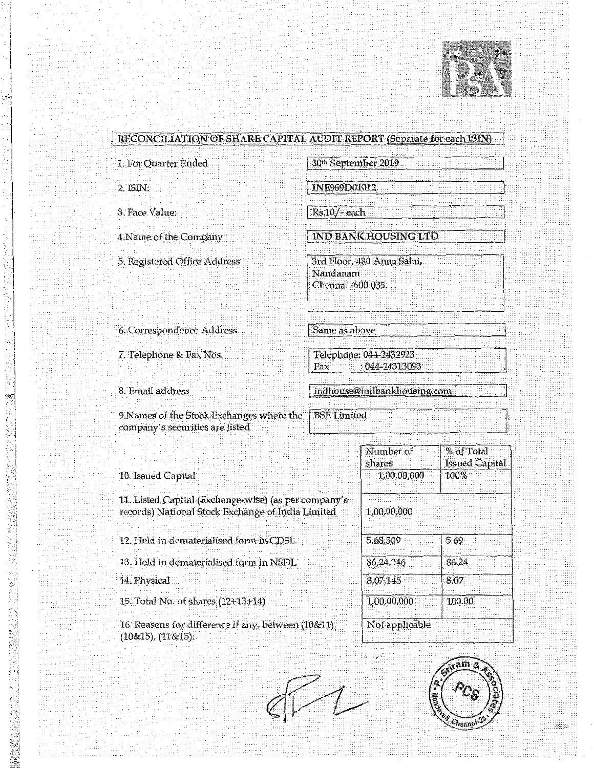## RECONCILIATION OF SHARE CAPITAL AUDIT REPORT (Separate for each ISIN)

| | |
|---|---|
| 1. For Quarter Ended | 30th September 2019 |
| 2. ISIN: | INE969D01012 |
| 3. Face Value: | Rs.10/- each |
| 4. Name of the Company | IND BANK HOUSING LTD |
| 5. Registered Office Address | 3rd Floor, 480 Anna Salai, Nandanam Chennai -600 035. |
| 6. Correspondence Address | Same as above |
| 7. Telephone & Fax Nos. | Telephone: 044-2432923<br>Fax : 044-24313093 |
| 8. Email address | indhouse@indbankhousing.com |
| 9. Names of the Stock Exchanges where the company's securities are listed | BSE Limited |

| | Number of shares | % of Total Issued Capital |
|---|---|---|
| 10. Issued Capital | 1,00,00,000 | 100% |
| 11. Listed Capital (Exchange-wise) (as per company's records) National Stock Exchange of India Limited | 1,00,00,000 | |
| 12. Held in dematerialised form in CDSL | 5,68,509 | 5.69 |
| 13. Held in dematerialised form in NSDL | 86,24,346 | 86.24 |
| 14. Physical | 8,07,145 | 8.07 |
| 15. Total No. of shares (12+13+14) | 1,00,00,000 | 100.00 |
| 16. Reasons for difference if any, between (10&11), (10&15), (11&15): | Not applicable | |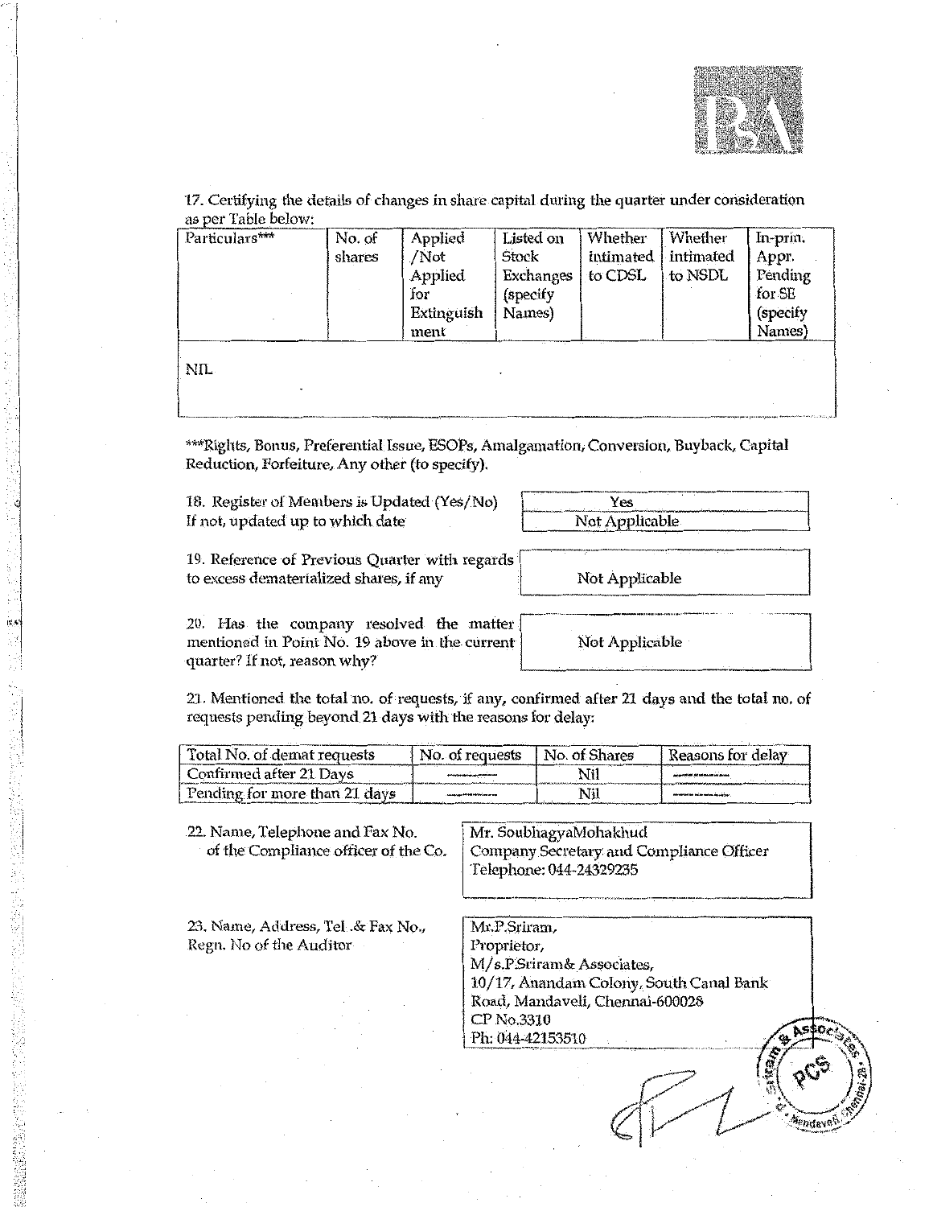17. Certifying the details of changes in share capital during the quarter under consideration as per Table below:

| Particulars*** | No. of shares | Applied /Not Applied for Extinguishment | Listed on Stock Exchanges (specify Names) | Whether intimated to CDSL | Whether intimated to NSDL | In-prin. Appr. Pending for SE (specify Names) |
|---|---|---|---|---|---|---|
| NIL | | | | | | |

***Rights, Bonus, Preferential Issue, ESOPs, Amalgamation, Conversion, Buyback, Capital Reduction, Forfeiture, Any other (to specify).

| | |
|---|---|
| 18. Register of Members is Updated (Yes/No) | Yes |
| If not, updated up to which date | Not Applicable |
| 19. Reference of Previous Quarter with regards to excess dematerialized shares, if any | Not Applicable |
| 20. Has the company resolved the matter mentioned in Point No. 19 above in the current quarter? If not, reason why? | Not Applicable |

21. Mentioned the total no. of requests, if any, confirmed after 21 days and the total no. of requests pending beyond 21 days with the reasons for delay:

| Total No. of demat requests | No. of requests | No. of Shares | Reasons for delay |
|---|---|---|---|
| Confirmed after 21 Days | ------- | Nil | ------- |
| Pending for more than 21 days | ------- | Nil | ------- |

| | |
|---|---|
| 22. Name, Telephone and Fax No. of the Compliance officer of the Co. | Mr. SoubhagyaMohakhud<br>Company Secretary and Compliance Officer<br>Telephone: 044-24329235 |
| 23. Name, Address, Tel .& Fax No., Regn. No of the Auditor | Mr.P.Sriram,<br>Proprietor,<br>M/s.P.Sriram& Associates,<br>10/17, Anandam Colony, South Canal Bank Road, Mandaveli, Chennai-600028<br>CP No.3310<br>Ph: 044-42153510 |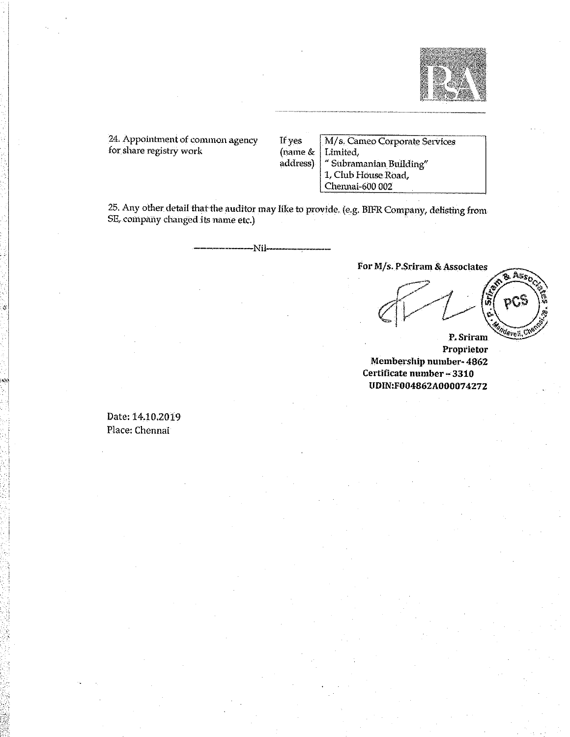| | | |
|---|---|---|
| 24. Appointment of common agency for share registry work | If yes (name & address) | M/s. Cameo Corporate Services Limited, " Subramanian Building" 1, Club House Road, Chennai-600 002 |

25. Any other detail that the auditor may like to provide. (e.g. BIFR Company, delisting from SE, company changed its name etc.)

---Nil---

**For M/s. P.Sriram & Associates**

**P. Sriram**
**Proprietor**
**Membership number- 4862**
**Certificate number – 3310**
**UDIN:F004862A000074272**

Date: 14.10.2019
Place: Chennai